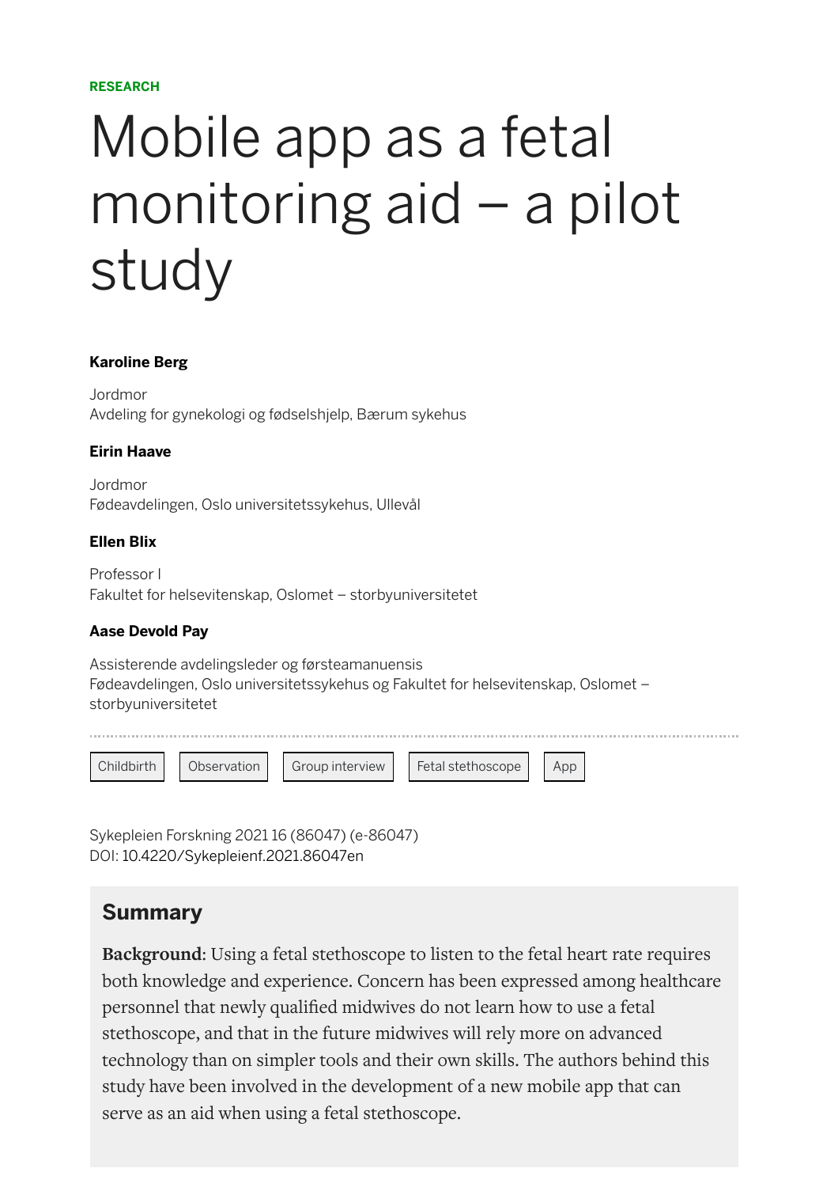RESEARCH

# Mobile app as a fetal monitoring aid – a pilot study

**Karoline Berg**

Jordmor
Avdeling for gynekologi og fødselshjelp, Bærum sykehus

**Eirin Haave**

Jordmor
Fødeavdelingen, Oslo universitetssykehus, Ullevål

**Ellen Blix**

Professor I
Fakultet for helsevitenskap, Oslomet – storbyuniversitetet

**Aase Devold Pay**

Assisterende avdelingsleder og førsteamanuensis
Fødeavdelingen, Oslo universitetssykehus og Fakultet for helsevitenskap, Oslomet – storbyuniversitetet

Childbirth | Observation | Group interview | Fetal stethoscope | App

Sykepleien Forskning 2021 16 (86047) (e-86047)
DOI: 10.4220/Sykepleienf.2021.86047en

## Summary

**Background**: Using a fetal stethoscope to listen to the fetal heart rate requires both knowledge and experience. Concern has been expressed among healthcare personnel that newly qualified midwives do not learn how to use a fetal stethoscope, and that in the future midwives will rely more on advanced technology than on simpler tools and their own skills. The authors behind this study have been involved in the development of a new mobile app that can serve as an aid when using a fetal stethoscope.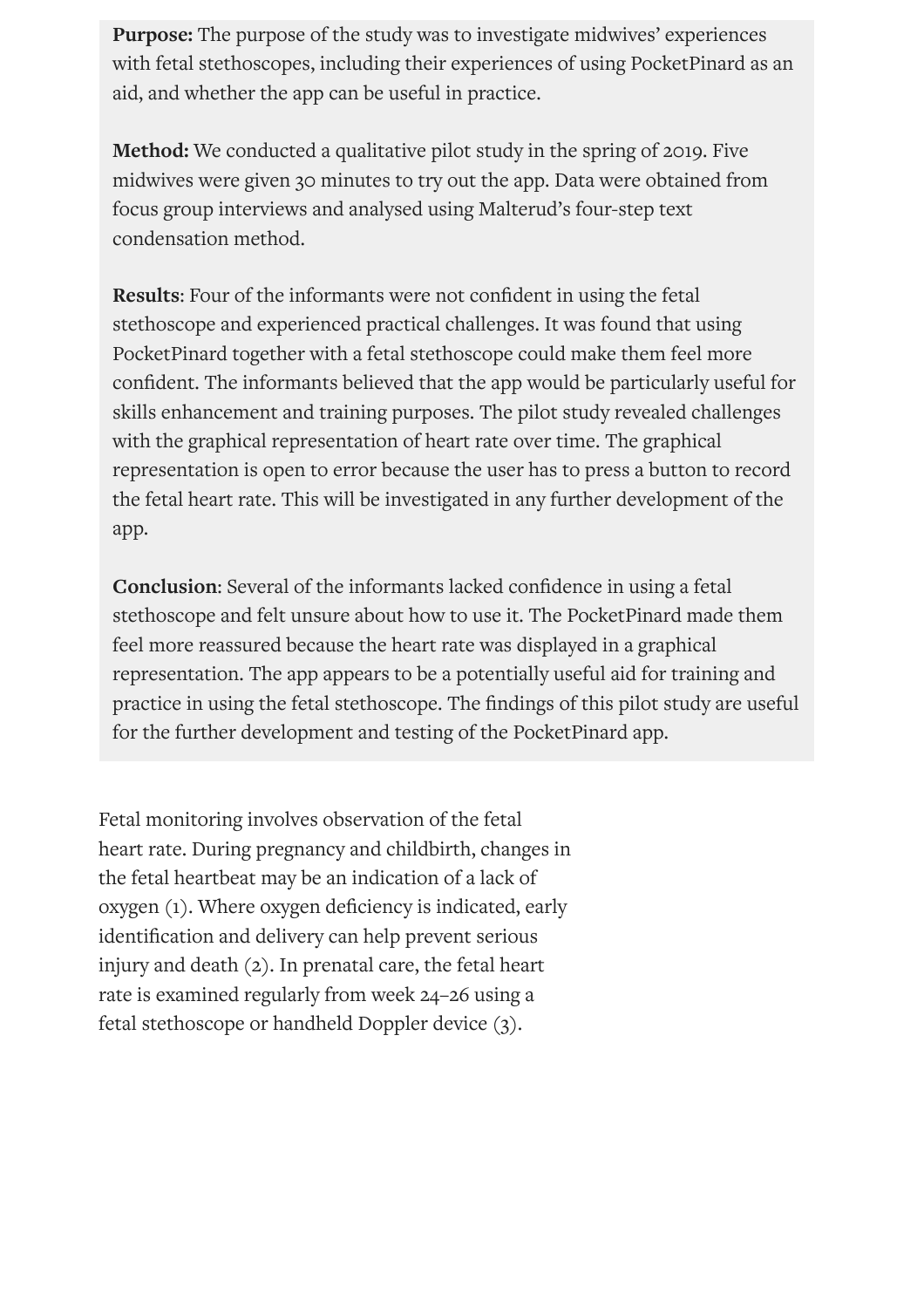**Purpose:** The purpose of the study was to investigate midwives' experiences with fetal stethoscopes, including their experiences of using PocketPinard as an aid, and whether the app can be useful in practice.

**Method:** We conducted a qualitative pilot study in the spring of 2019. Five midwives were given 30 minutes to try out the app. Data were obtained from focus group interviews and analysed using Malterud's four-step text condensation method.

**Results**: Four of the informants were not confident in using the fetal stethoscope and experienced practical challenges. It was found that using PocketPinard together with a fetal stethoscope could make them feel more confident. The informants believed that the app would be particularly useful for skills enhancement and training purposes. The pilot study revealed challenges with the graphical representation of heart rate over time. The graphical representation is open to error because the user has to press a button to record the fetal heart rate. This will be investigated in any further development of the app.

**Conclusion**: Several of the informants lacked confidence in using a fetal stethoscope and felt unsure about how to use it. The PocketPinard made them feel more reassured because the heart rate was displayed in a graphical representation. The app appears to be a potentially useful aid for training and practice in using the fetal stethoscope. The findings of this pilot study are useful for the further development and testing of the PocketPinard app.

Fetal monitoring involves observation of the fetal heart rate. During pregnancy and childbirth, changes in the fetal heartbeat may be an indication of a lack of oxygen (1). Where oxygen deficiency is indicated, early identification and delivery can help prevent serious injury and death (2). In prenatal care, the fetal heart rate is examined regularly from week 24–26 using a fetal stethoscope or handheld Doppler device (3).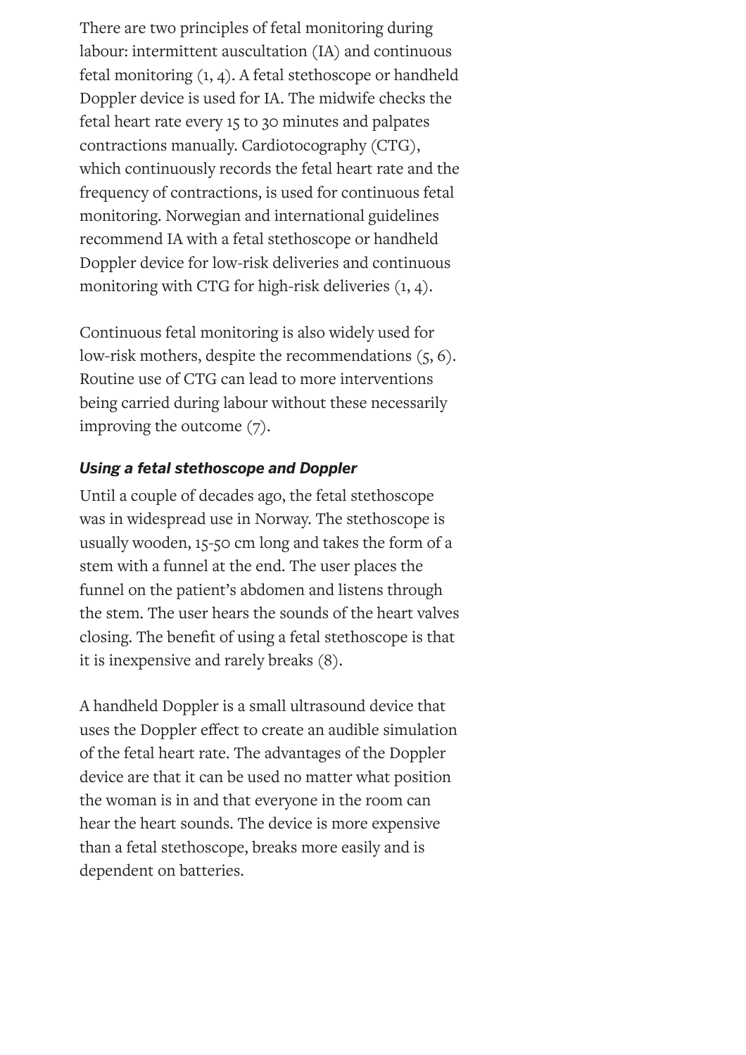There are two principles of fetal monitoring during labour: intermittent auscultation (IA) and continuous fetal monitoring (1, 4). A fetal stethoscope or handheld Doppler device is used for IA. The midwife checks the fetal heart rate every 15 to 30 minutes and palpates contractions manually. Cardiotocography (CTG), which continuously records the fetal heart rate and the frequency of contractions, is used for continuous fetal monitoring. Norwegian and international guidelines recommend IA with a fetal stethoscope or handheld Doppler device for low-risk deliveries and continuous monitoring with CTG for high-risk deliveries (1, 4).

Continuous fetal monitoring is also widely used for low-risk mothers, despite the recommendations (5, 6). Routine use of CTG can lead to more interventions being carried during labour without these necessarily improving the outcome (7).

### *Using a fetal stethoscope and Doppler*

Until a couple of decades ago, the fetal stethoscope was in widespread use in Norway. The stethoscope is usually wooden, 15-50 cm long and takes the form of a stem with a funnel at the end. The user places the funnel on the patient's abdomen and listens through the stem. The user hears the sounds of the heart valves closing. The benefit of using a fetal stethoscope is that it is inexpensive and rarely breaks (8).

A handheld Doppler is a small ultrasound device that uses the Doppler effect to create an audible simulation of the fetal heart rate. The advantages of the Doppler device are that it can be used no matter what position the woman is in and that everyone in the room can hear the heart sounds. The device is more expensive than a fetal stethoscope, breaks more easily and is dependent on batteries.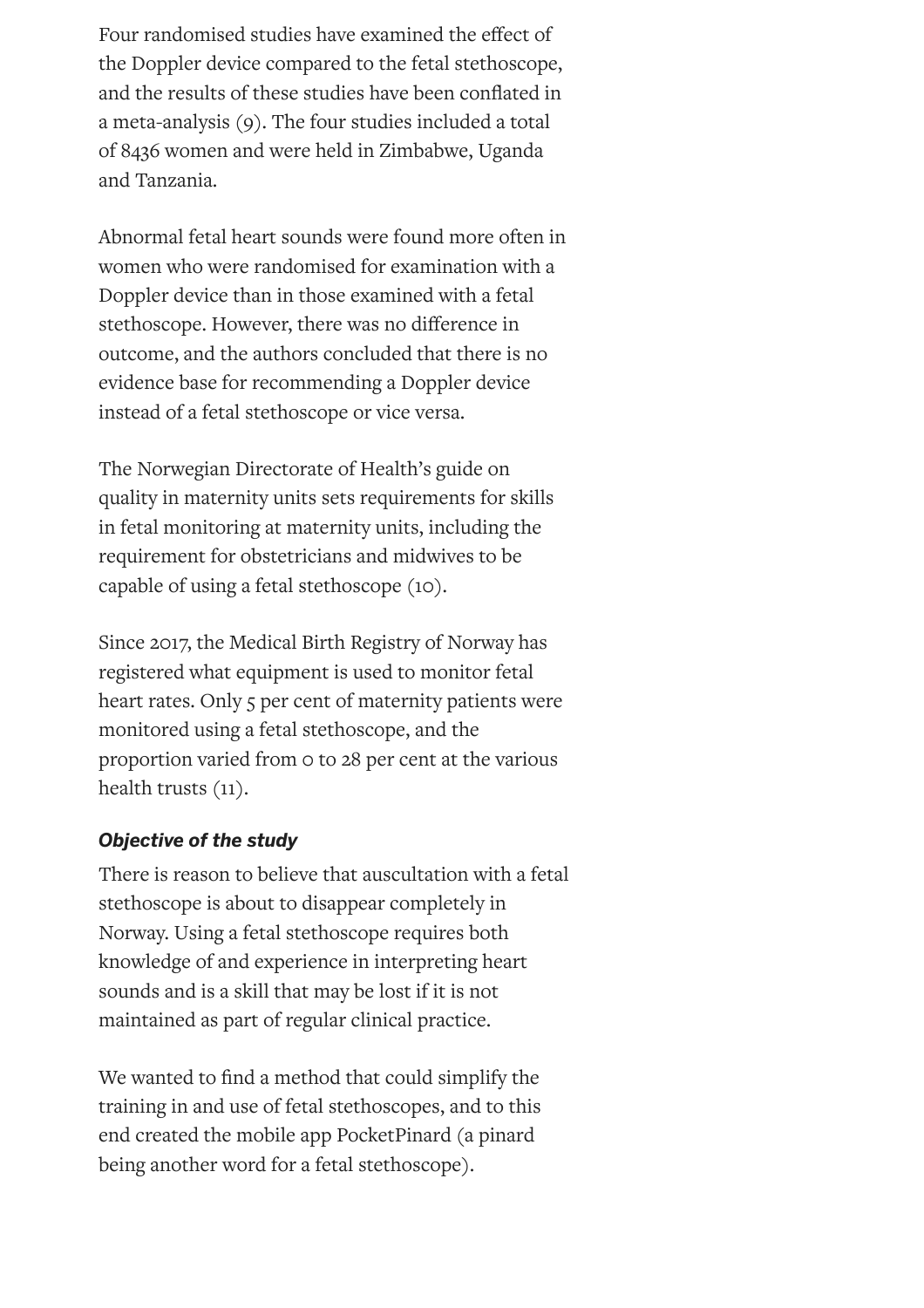Four randomised studies have examined the effect of the Doppler device compared to the fetal stethoscope, and the results of these studies have been conflated in a meta-analysis (9). The four studies included a total of 8436 women and were held in Zimbabwe, Uganda and Tanzania.

Abnormal fetal heart sounds were found more often in women who were randomised for examination with a Doppler device than in those examined with a fetal stethoscope. However, there was no difference in outcome, and the authors concluded that there is no evidence base for recommending a Doppler device instead of a fetal stethoscope or vice versa.

The Norwegian Directorate of Health's guide on quality in maternity units sets requirements for skills in fetal monitoring at maternity units, including the requirement for obstetricians and midwives to be capable of using a fetal stethoscope (10).

Since 2017, the Medical Birth Registry of Norway has registered what equipment is used to monitor fetal heart rates. Only 5 per cent of maternity patients were monitored using a fetal stethoscope, and the proportion varied from 0 to 28 per cent at the various health trusts (11).

### *Objective of the study*

There is reason to believe that auscultation with a fetal stethoscope is about to disappear completely in Norway. Using a fetal stethoscope requires both knowledge of and experience in interpreting heart sounds and is a skill that may be lost if it is not maintained as part of regular clinical practice.

We wanted to find a method that could simplify the training in and use of fetal stethoscopes, and to this end created the mobile app PocketPinard (a pinard being another word for a fetal stethoscope).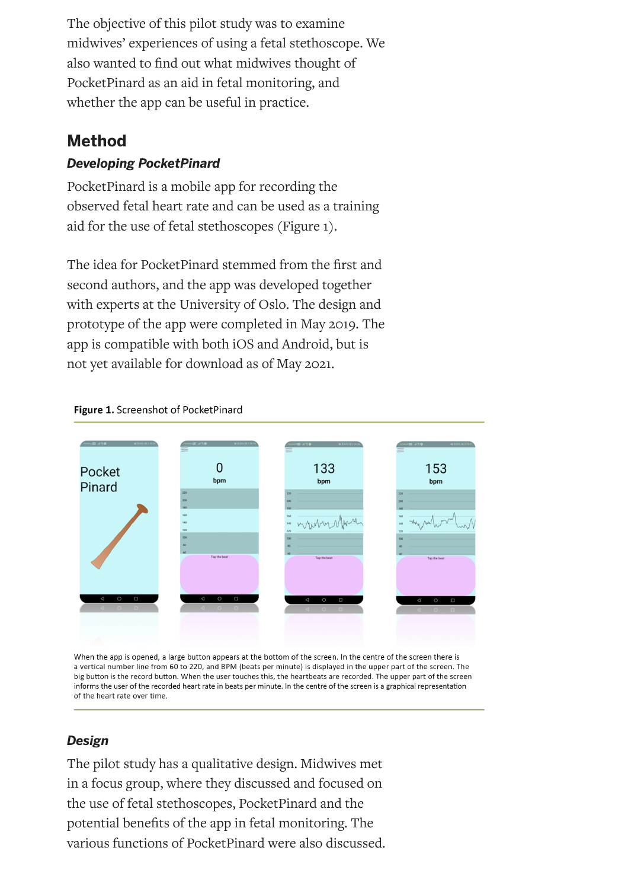The objective of this pilot study was to examine midwives' experiences of using a fetal stethoscope. We also wanted to find out what midwives thought of PocketPinard as an aid in fetal monitoring, and whether the app can be useful in practice.

## Method

### *Developing PocketPinard*

PocketPinard is a mobile app for recording the observed fetal heart rate and can be used as a training aid for the use of fetal stethoscopes (Figure 1).

The idea for PocketPinard stemmed from the first and second authors, and the app was developed together with experts at the University of Oslo. The design and prototype of the app were completed in May 2019. The app is compatible with both iOS and Android, but is not yet available for download as of May 2021.

**Figure 1.** Screenshot of PocketPinard

When the app is opened, a large button appears at the bottom of the screen. In the centre of the screen there is a vertical number line from 60 to 220, and BPM (beats per minute) is displayed in the upper part of the screen. The big button is the record button. When the user touches this, the heartbeats are recorded. The upper part of the screen informs the user of the recorded heart rate in beats per minute. In the centre of the screen is a graphical representation of the heart rate over time.

### *Design*

The pilot study has a qualitative design. Midwives met in a focus group, where they discussed and focused on the use of fetal stethoscopes, PocketPinard and the potential benefits of the app in fetal monitoring. The various functions of PocketPinard were also discussed.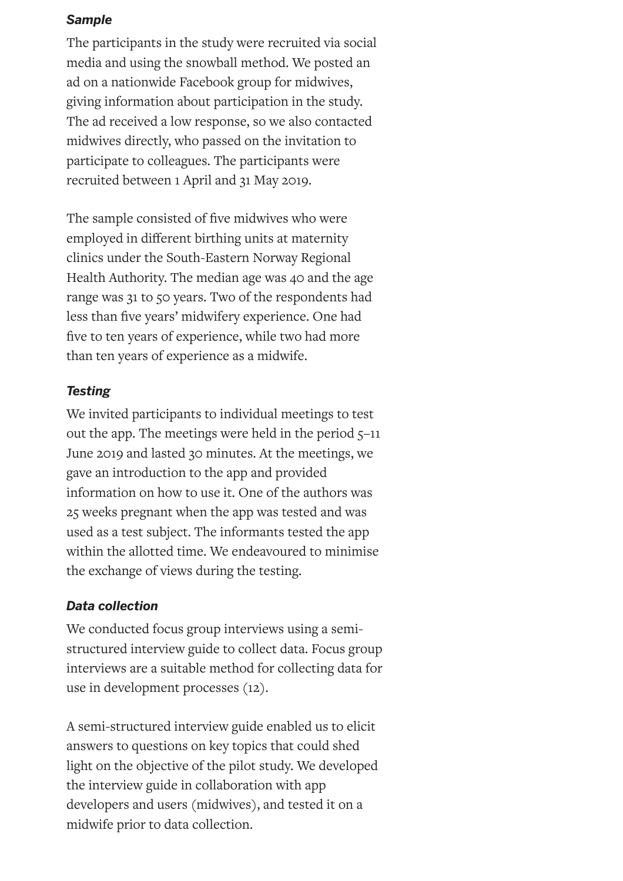### *Sample*

The participants in the study were recruited via social media and using the snowball method. We posted an ad on a nationwide Facebook group for midwives, giving information about participation in the study. The ad received a low response, so we also contacted midwives directly, who passed on the invitation to participate to colleagues. The participants were recruited between 1 April and 31 May 2019.

The sample consisted of five midwives who were employed in different birthing units at maternity clinics under the South-Eastern Norway Regional Health Authority. The median age was 40 and the age range was 31 to 50 years. Two of the respondents had less than five years' midwifery experience. One had five to ten years of experience, while two had more than ten years of experience as a midwife.

### *Testing*

We invited participants to individual meetings to test out the app. The meetings were held in the period 5–11 June 2019 and lasted 30 minutes. At the meetings, we gave an introduction to the app and provided information on how to use it. One of the authors was 25 weeks pregnant when the app was tested and was used as a test subject. The informants tested the app within the allotted time. We endeavoured to minimise the exchange of views during the testing.

### *Data collection*

We conducted focus group interviews using a semi-structured interview guide to collect data. Focus group interviews are a suitable method for collecting data for use in development processes (12).

A semi-structured interview guide enabled us to elicit answers to questions on key topics that could shed light on the objective of the pilot study. We developed the interview guide in collaboration with app developers and users (midwives), and tested it on a midwife prior to data collection.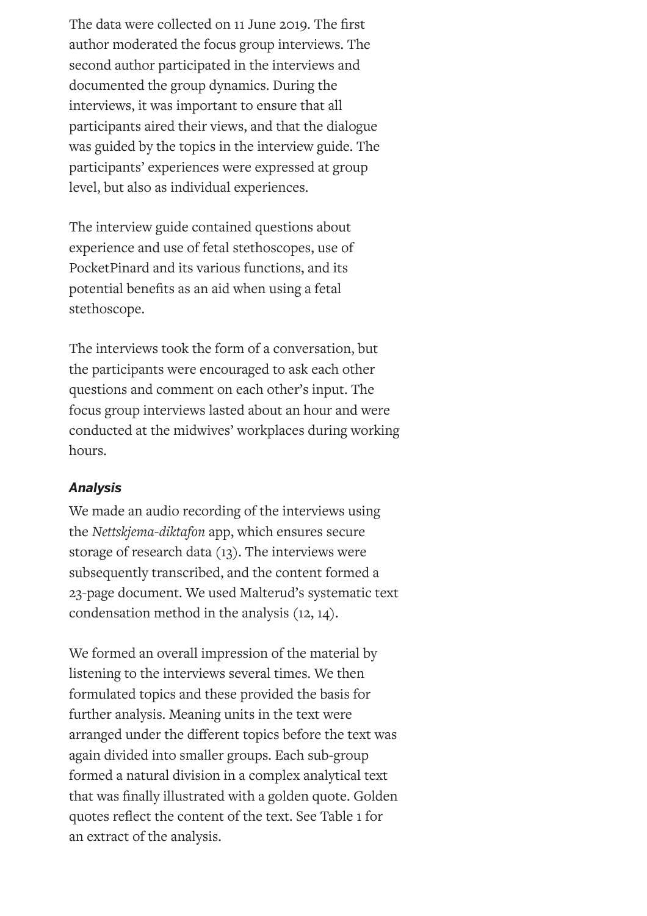The data were collected on 11 June 2019. The first author moderated the focus group interviews. The second author participated in the interviews and documented the group dynamics. During the interviews, it was important to ensure that all participants aired their views, and that the dialogue was guided by the topics in the interview guide. The participants' experiences were expressed at group level, but also as individual experiences.

The interview guide contained questions about experience and use of fetal stethoscopes, use of PocketPinard and its various functions, and its potential benefits as an aid when using a fetal stethoscope.

The interviews took the form of a conversation, but the participants were encouraged to ask each other questions and comment on each other's input. The focus group interviews lasted about an hour and were conducted at the midwives' workplaces during working hours.

### *Analysis*

We made an audio recording of the interviews using the *Nettskjema-diktafon* app, which ensures secure storage of research data (13). The interviews were subsequently transcribed, and the content formed a 23-page document. We used Malterud's systematic text condensation method in the analysis (12, 14).

We formed an overall impression of the material by listening to the interviews several times. We then formulated topics and these provided the basis for further analysis. Meaning units in the text were arranged under the different topics before the text was again divided into smaller groups. Each sub-group formed a natural division in a complex analytical text that was finally illustrated with a golden quote. Golden quotes reflect the content of the text. See Table 1 for an extract of the analysis.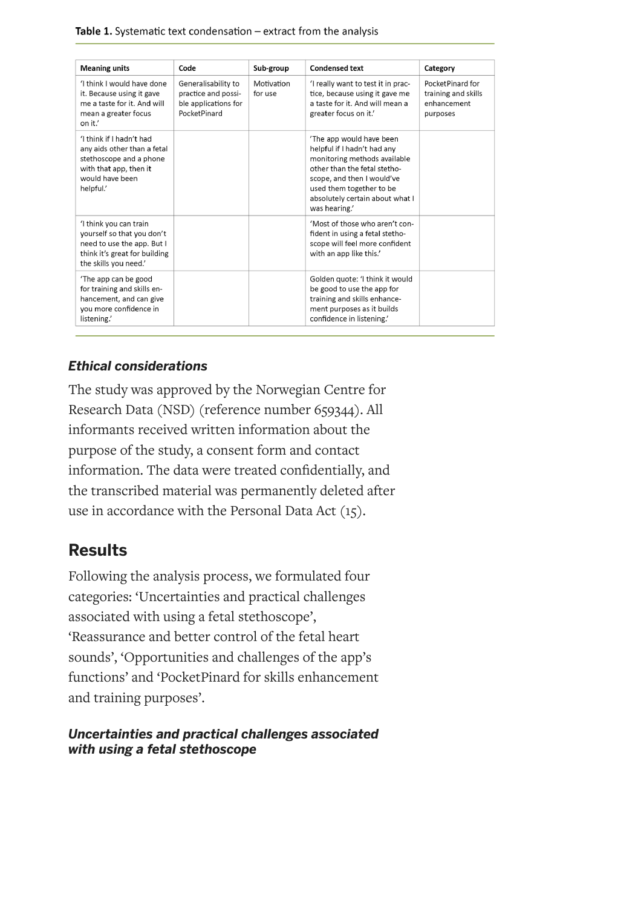**Table 1.** Systematic text condensation – extract from the analysis

| Meaning units | Code | Sub-group | Condensed text | Category |
|---|---|---|---|---|
| 'I think I would have done it. Because using it gave me a taste for it. And will mean a greater focus on it.' | Generalisability to practice and possible applications for PocketPinard | Motivation for use | 'I really want to test it in practice, because using it gave me a taste for it. And will mean a greater focus on it.' | PocketPinard for training and skills enhancement purposes |
| 'I think if I hadn't had any aids other than a fetal stethoscope and a phone with that app, then it would have been helpful.' | | | 'The app would have been helpful if I hadn't had any monitoring methods available other than the fetal stethoscope, and then I would've used them together to be absolutely certain about what I was hearing.' | |
| 'I think you can train yourself so that you don't need to use the app. But I think it's great for building the skills you need.' | | | 'Most of those who aren't confident in using a fetal stethoscope will feel more confident with an app like this.' | |
| 'The app can be good for training and skills enhancement, and can give you more confidence in listening.' | | | Golden quote: 'I think it would be good to use the app for training and skills enhancement purposes as it builds confidence in listening.' | |

### *Ethical considerations*

The study was approved by the Norwegian Centre for Research Data (NSD) (reference number 659344). All informants received written information about the purpose of the study, a consent form and contact information. The data were treated confidentially, and the transcribed material was permanently deleted after use in accordance with the Personal Data Act (15).

## Results

Following the analysis process, we formulated four categories: 'Uncertainties and practical challenges associated with using a fetal stethoscope', 'Reassurance and better control of the fetal heart sounds', 'Opportunities and challenges of the app's functions' and 'PocketPinard for skills enhancement and training purposes'.

### *Uncertainties and practical challenges associated with using a fetal stethoscope*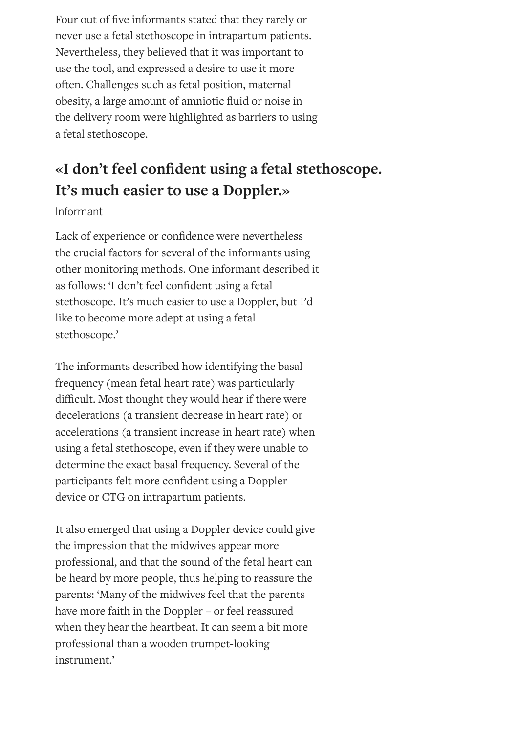Four out of five informants stated that they rarely or never use a fetal stethoscope in intrapartum patients. Nevertheless, they believed that it was important to use the tool, and expressed a desire to use it more often. Challenges such as fetal position, maternal obesity, a large amount of amniotic fluid or noise in the delivery room were highlighted as barriers to using a fetal stethoscope.

> **«I don't feel confident using a fetal stethoscope. It's much easier to use a Doppler.»**
>
> Informant

Lack of experience or confidence were nevertheless the crucial factors for several of the informants using other monitoring methods. One informant described it as follows: 'I don't feel confident using a fetal stethoscope. It's much easier to use a Doppler, but I'd like to become more adept at using a fetal stethoscope.'

The informants described how identifying the basal frequency (mean fetal heart rate) was particularly difficult. Most thought they would hear if there were decelerations (a transient decrease in heart rate) or accelerations (a transient increase in heart rate) when using a fetal stethoscope, even if they were unable to determine the exact basal frequency. Several of the participants felt more confident using a Doppler device or CTG on intrapartum patients.

It also emerged that using a Doppler device could give the impression that the midwives appear more professional, and that the sound of the fetal heart can be heard by more people, thus helping to reassure the parents: 'Many of the midwives feel that the parents have more faith in the Doppler – or feel reassured when they hear the heartbeat. It can seem a bit more professional than a wooden trumpet-looking instrument.'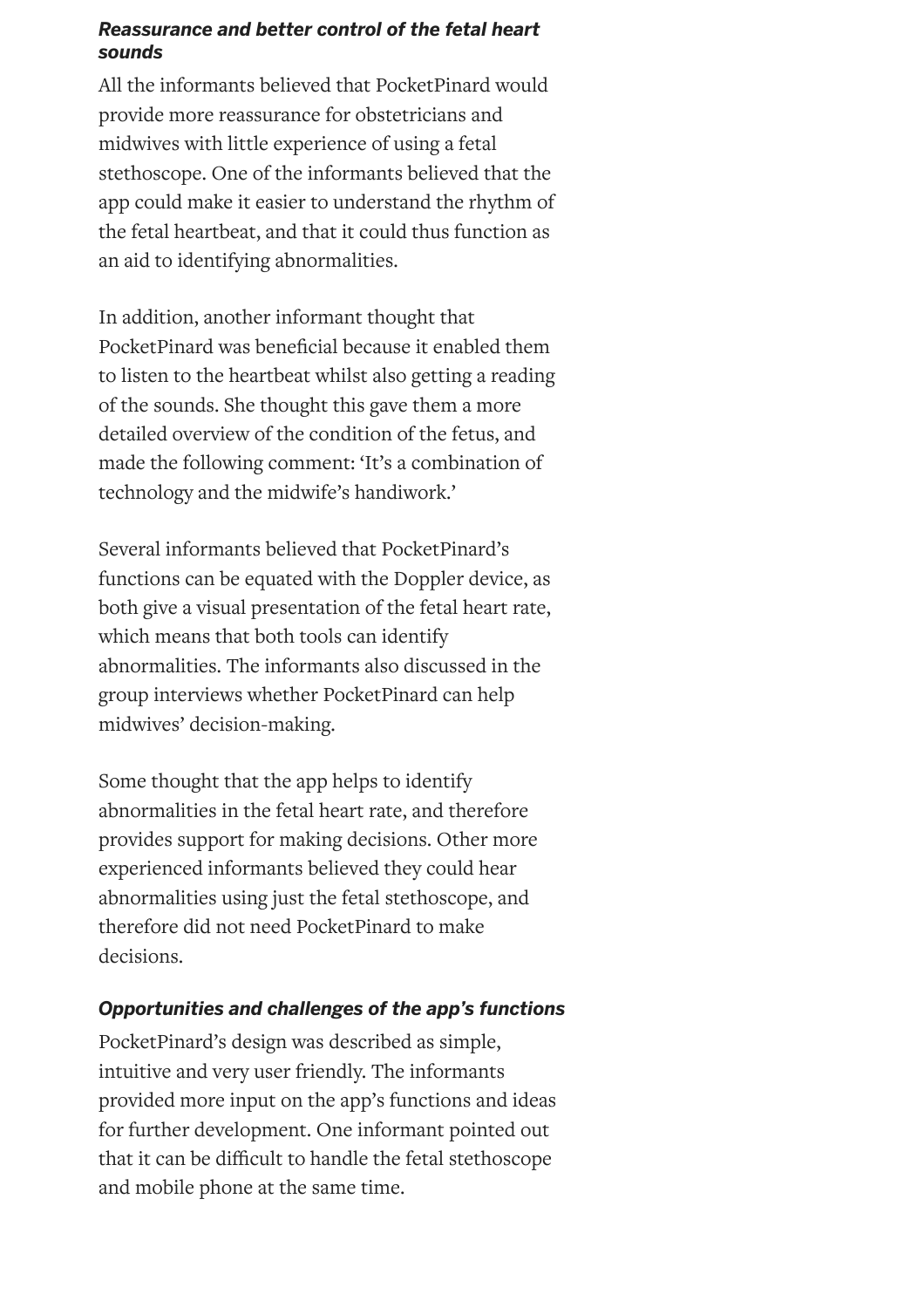### ***Reassurance and better control of the fetal heart sounds***

All the informants believed that PocketPinard would provide more reassurance for obstetricians and midwives with little experience of using a fetal stethoscope. One of the informants believed that the app could make it easier to understand the rhythm of the fetal heartbeat, and that it could thus function as an aid to identifying abnormalities.

In addition, another informant thought that PocketPinard was beneficial because it enabled them to listen to the heartbeat whilst also getting a reading of the sounds. She thought this gave them a more detailed overview of the condition of the fetus, and made the following comment: 'It's a combination of technology and the midwife's handiwork.'

Several informants believed that PocketPinard's functions can be equated with the Doppler device, as both give a visual presentation of the fetal heart rate, which means that both tools can identify abnormalities. The informants also discussed in the group interviews whether PocketPinard can help midwives' decision-making.

Some thought that the app helps to identify abnormalities in the fetal heart rate, and therefore provides support for making decisions. Other more experienced informants believed they could hear abnormalities using just the fetal stethoscope, and therefore did not need PocketPinard to make decisions.

### ***Opportunities and challenges of the app's functions***

PocketPinard's design was described as simple, intuitive and very user friendly. The informants provided more input on the app's functions and ideas for further development. One informant pointed out that it can be difficult to handle the fetal stethoscope and mobile phone at the same time.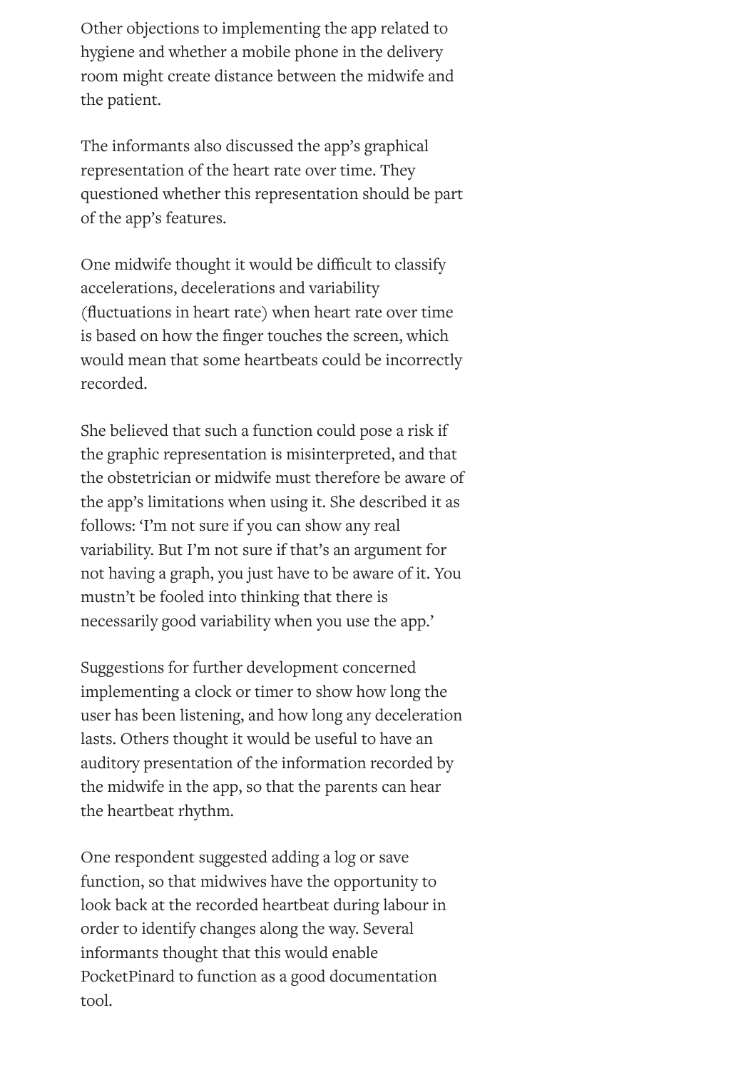Other objections to implementing the app related to hygiene and whether a mobile phone in the delivery room might create distance between the midwife and the patient.

The informants also discussed the app's graphical representation of the heart rate over time. They questioned whether this representation should be part of the app's features.

One midwife thought it would be difficult to classify accelerations, decelerations and variability (fluctuations in heart rate) when heart rate over time is based on how the finger touches the screen, which would mean that some heartbeats could be incorrectly recorded.

She believed that such a function could pose a risk if the graphic representation is misinterpreted, and that the obstetrician or midwife must therefore be aware of the app's limitations when using it. She described it as follows: 'I'm not sure if you can show any real variability. But I'm not sure if that's an argument for not having a graph, you just have to be aware of it. You mustn't be fooled into thinking that there is necessarily good variability when you use the app.'

Suggestions for further development concerned implementing a clock or timer to show how long the user has been listening, and how long any deceleration lasts. Others thought it would be useful to have an auditory presentation of the information recorded by the midwife in the app, so that the parents can hear the heartbeat rhythm.

One respondent suggested adding a log or save function, so that midwives have the opportunity to look back at the recorded heartbeat during labour in order to identify changes along the way. Several informants thought that this would enable PocketPinard to function as a good documentation tool.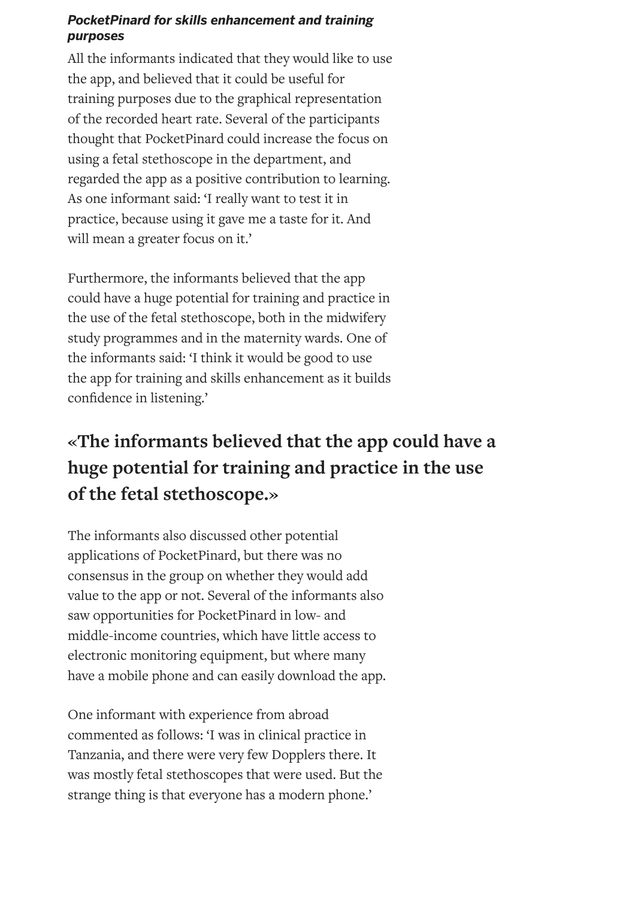### *PocketPinard for skills enhancement and training purposes*

All the informants indicated that they would like to use the app, and believed that it could be useful for training purposes due to the graphical representation of the recorded heart rate. Several of the participants thought that PocketPinard could increase the focus on using a fetal stethoscope in the department, and regarded the app as a positive contribution to learning. As one informant said: 'I really want to test it in practice, because using it gave me a taste for it. And will mean a greater focus on it.'

Furthermore, the informants believed that the app could have a huge potential for training and practice in the use of the fetal stethoscope, both in the midwifery study programmes and in the maternity wards. One of the informants said: 'I think it would be good to use the app for training and skills enhancement as it builds confidence in listening.'

**«The informants believed that the app could have a huge potential for training and practice in the use of the fetal stethoscope.»**

The informants also discussed other potential applications of PocketPinard, but there was no consensus in the group on whether they would add value to the app or not. Several of the informants also saw opportunities for PocketPinard in low- and middle-income countries, which have little access to electronic monitoring equipment, but where many have a mobile phone and can easily download the app.

One informant with experience from abroad commented as follows: 'I was in clinical practice in Tanzania, and there were very few Dopplers there. It was mostly fetal stethoscopes that were used. But the strange thing is that everyone has a modern phone.'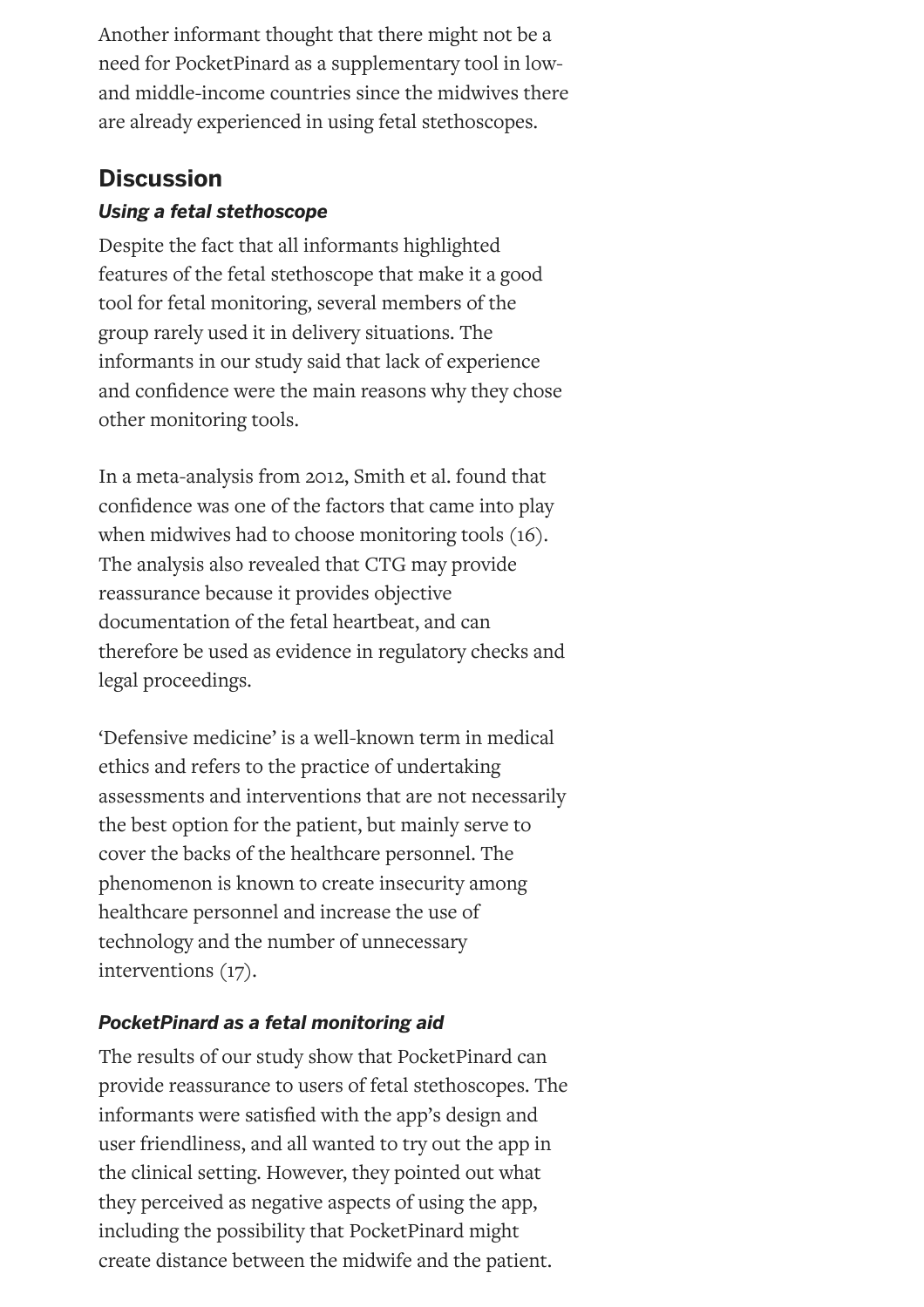Another informant thought that there might not be a need for PocketPinard as a supplementary tool in low- and middle-income countries since the midwives there are already experienced in using fetal stethoscopes.

## Discussion

### *Using a fetal stethoscope*

Despite the fact that all informants highlighted features of the fetal stethoscope that make it a good tool for fetal monitoring, several members of the group rarely used it in delivery situations. The informants in our study said that lack of experience and confidence were the main reasons why they chose other monitoring tools.

In a meta-analysis from 2012, Smith et al. found that confidence was one of the factors that came into play when midwives had to choose monitoring tools (16). The analysis also revealed that CTG may provide reassurance because it provides objective documentation of the fetal heartbeat, and can therefore be used as evidence in regulatory checks and legal proceedings.

'Defensive medicine' is a well-known term in medical ethics and refers to the practice of undertaking assessments and interventions that are not necessarily the best option for the patient, but mainly serve to cover the backs of the healthcare personnel. The phenomenon is known to create insecurity among healthcare personnel and increase the use of technology and the number of unnecessary interventions (17).

### *PocketPinard as a fetal monitoring aid*

The results of our study show that PocketPinard can provide reassurance to users of fetal stethoscopes. The informants were satisfied with the app's design and user friendliness, and all wanted to try out the app in the clinical setting. However, they pointed out what they perceived as negative aspects of using the app, including the possibility that PocketPinard might create distance between the midwife and the patient.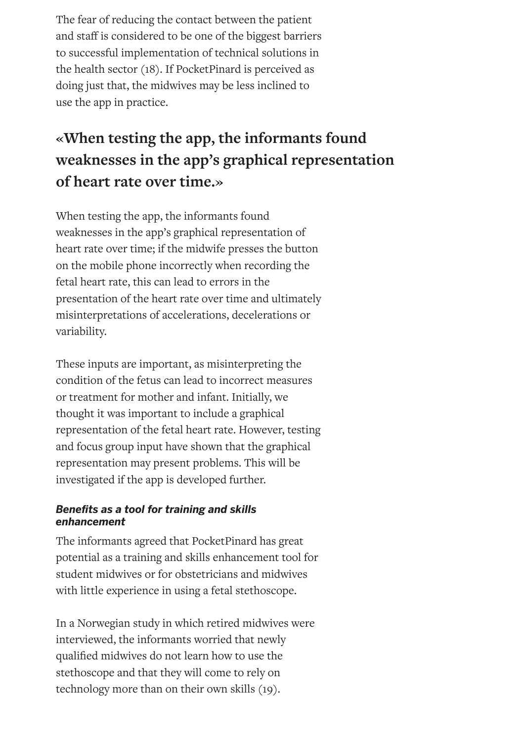The fear of reducing the contact between the patient and staff is considered to be one of the biggest barriers to successful implementation of technical solutions in the health sector (18). If PocketPinard is perceived as doing just that, the midwives may be less inclined to use the app in practice.

## «When testing the app, the informants found weaknesses in the app's graphical representation of heart rate over time.»

When testing the app, the informants found weaknesses in the app's graphical representation of heart rate over time; if the midwife presses the button on the mobile phone incorrectly when recording the fetal heart rate, this can lead to errors in the presentation of the heart rate over time and ultimately misinterpretations of accelerations, decelerations or variability.

These inputs are important, as misinterpreting the condition of the fetus can lead to incorrect measures or treatment for mother and infant. Initially, we thought it was important to include a graphical representation of the fetal heart rate. However, testing and focus group input have shown that the graphical representation may present problems. This will be investigated if the app is developed further.

#### *Benefits as a tool for training and skills enhancement*

The informants agreed that PocketPinard has great potential as a training and skills enhancement tool for student midwives or for obstetricians and midwives with little experience in using a fetal stethoscope.

In a Norwegian study in which retired midwives were interviewed, the informants worried that newly qualified midwives do not learn how to use the stethoscope and that they will come to rely on technology more than on their own skills (19).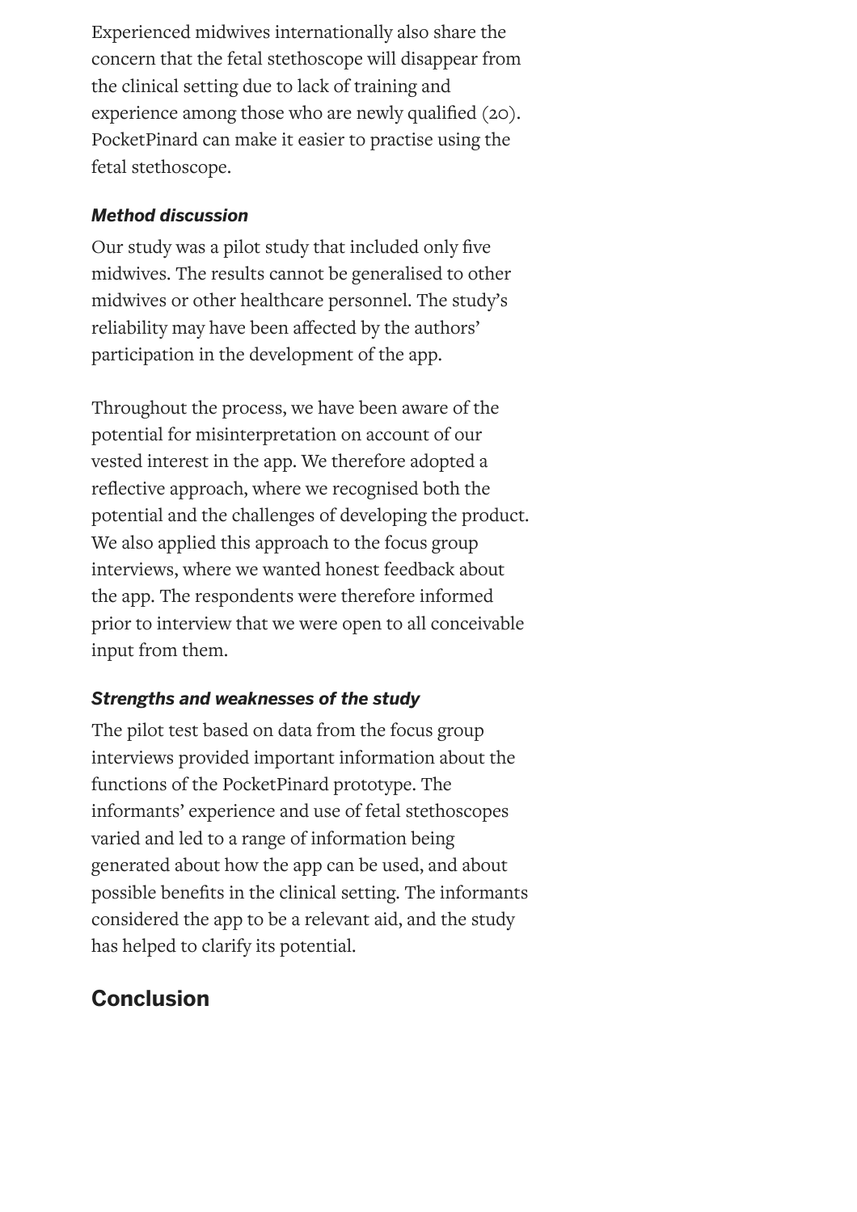Experienced midwives internationally also share the concern that the fetal stethoscope will disappear from the clinical setting due to lack of training and experience among those who are newly qualified (20). PocketPinard can make it easier to practise using the fetal stethoscope.

### *Method discussion*

Our study was a pilot study that included only five midwives. The results cannot be generalised to other midwives or other healthcare personnel. The study's reliability may have been affected by the authors' participation in the development of the app.

Throughout the process, we have been aware of the potential for misinterpretation on account of our vested interest in the app. We therefore adopted a reflective approach, where we recognised both the potential and the challenges of developing the product. We also applied this approach to the focus group interviews, where we wanted honest feedback about the app. The respondents were therefore informed prior to interview that we were open to all conceivable input from them.

### *Strengths and weaknesses of the study*

The pilot test based on data from the focus group interviews provided important information about the functions of the PocketPinard prototype. The informants' experience and use of fetal stethoscopes varied and led to a range of information being generated about how the app can be used, and about possible benefits in the clinical setting. The informants considered the app to be a relevant aid, and the study has helped to clarify its potential.

## Conclusion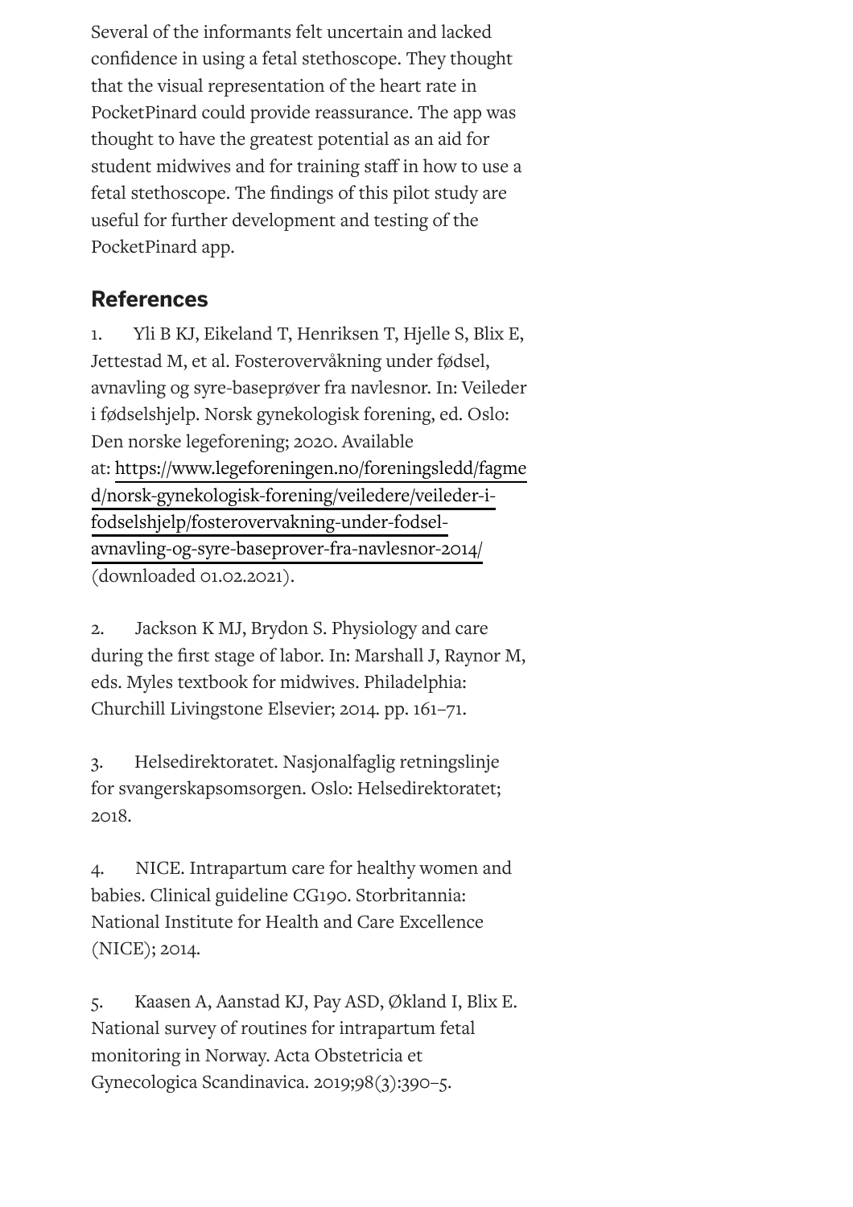Several of the informants felt uncertain and lacked confidence in using a fetal stethoscope. They thought that the visual representation of the heart rate in PocketPinard could provide reassurance. The app was thought to have the greatest potential as an aid for student midwives and for training staff in how to use a fetal stethoscope. The findings of this pilot study are useful for further development and testing of the PocketPinard app.

## References

1. Yli B KJ, Eikeland T, Henriksen T, Hjelle S, Blix E, Jettestad M, et al. Fosterovervåkning under fødsel, avnavling og syre-baseprøver fra navlesnor. In: Veileder i fødselshjelp. Norsk gynekologisk forening, ed. Oslo: Den norske legeforening; 2020. Available at: https://www.legeforeningen.no/foreningsledd/fagmed/norsk-gynekologisk-forening/veiledere/veileder-i-fodselshjelp/fosterovervakning-under-fodsel-avnavling-og-syre-baseprover-fra-navlesnor-2014/ (downloaded 01.02.2021).

2. Jackson K MJ, Brydon S. Physiology and care during the first stage of labor. In: Marshall J, Raynor M, eds. Myles textbook for midwives. Philadelphia: Churchill Livingstone Elsevier; 2014. pp. 161–71.

3. Helsedirektoratet. Nasjonalfaglig retningslinje for svangerskapsomsorgen. Oslo: Helsedirektoratet; 2018.

4. NICE. Intrapartum care for healthy women and babies. Clinical guideline CG190. Storbritannia: National Institute for Health and Care Excellence (NICE); 2014.

5. Kaasen A, Aanstad KJ, Pay ASD, Økland I, Blix E. National survey of routines for intrapartum fetal monitoring in Norway. Acta Obstetricia et Gynecologica Scandinavica. 2019;98(3):390–5.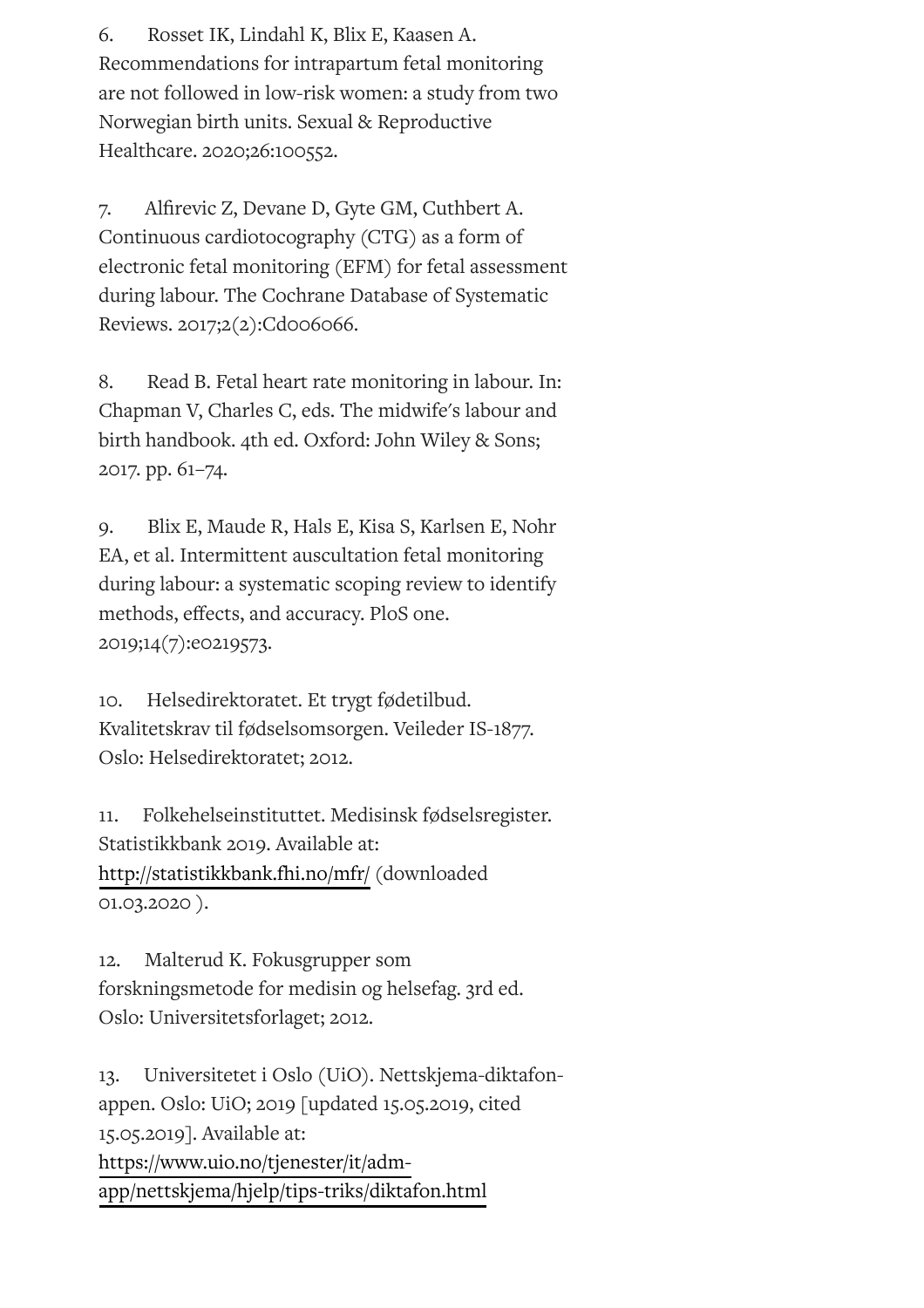6. Rosset IK, Lindahl K, Blix E, Kaasen A. Recommendations for intrapartum fetal monitoring are not followed in low-risk women: a study from two Norwegian birth units. Sexual & Reproductive Healthcare. 2020;26:100552.

7. Alfirevic Z, Devane D, Gyte GM, Cuthbert A. Continuous cardiotocography (CTG) as a form of electronic fetal monitoring (EFM) for fetal assessment during labour. The Cochrane Database of Systematic Reviews. 2017;2(2):Cd006066.

8. Read B. Fetal heart rate monitoring in labour. In: Chapman V, Charles C, eds. The midwife's labour and birth handbook. 4th ed. Oxford: John Wiley & Sons; 2017. pp. 61–74.

9. Blix E, Maude R, Hals E, Kisa S, Karlsen E, Nohr EA, et al. Intermittent auscultation fetal monitoring during labour: a systematic scoping review to identify methods, effects, and accuracy. PloS one. 2019;14(7):e0219573.

10. Helsedirektoratet. Et trygt fødetilbud. Kvalitetskrav til fødselsomsorgen. Veileder IS-1877. Oslo: Helsedirektoratet; 2012.

11. Folkehelseinstituttet. Medisinsk fødselsregister. Statistikkbank 2019. Available at: http://statistikkbank.fhi.no/mfr/ (downloaded 01.03.2020 ).

12. Malterud K. Fokusgrupper som forskningsmetode for medisin og helsefag. 3rd ed. Oslo: Universitetsforlaget; 2012.

13. Universitetet i Oslo (UiO). Nettskjema-diktafon-appen. Oslo: UiO; 2019 [updated 15.05.2019, cited 15.05.2019]. Available at: https://www.uio.no/tjenester/it/adm-app/nettskjema/hjelp/tips-triks/diktafon.html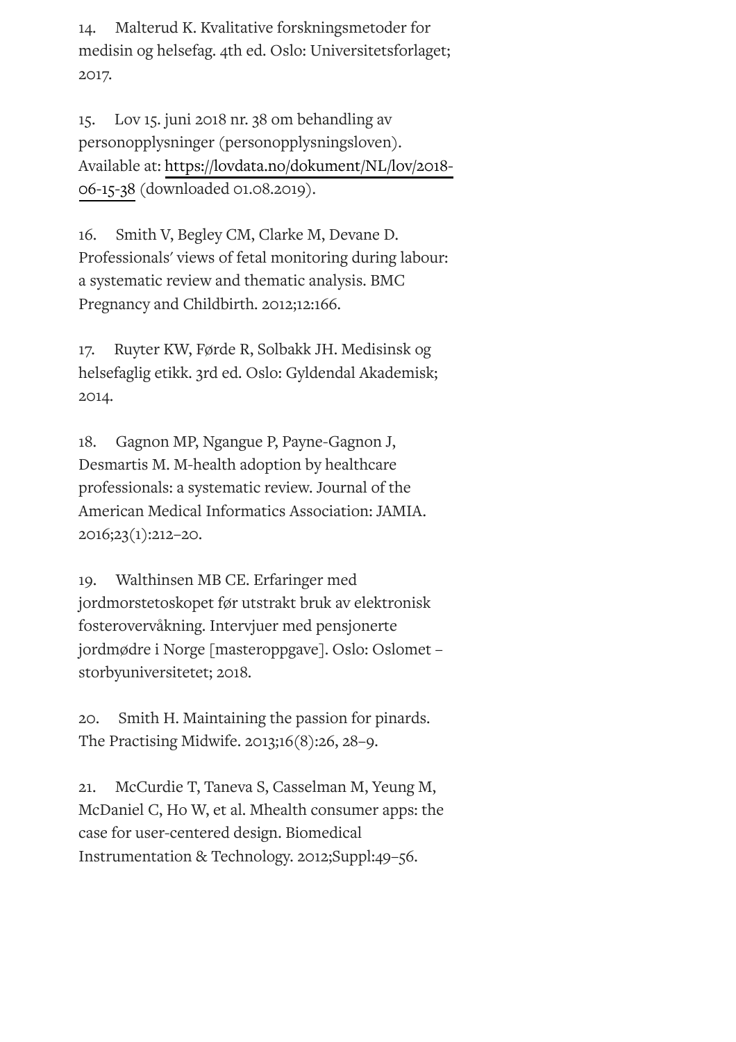14. Malterud K. Kvalitative forskningsmetoder for medisin og helsefag. 4th ed. Oslo: Universitetsforlaget; 2017.

15. Lov 15. juni 2018 nr. 38 om behandling av personopplysninger (personopplysningsloven). Available at: https://lovdata.no/dokument/NL/lov/2018-06-15-38 (downloaded 01.08.2019).

16. Smith V, Begley CM, Clarke M, Devane D. Professionals′ views of fetal monitoring during labour: a systematic review and thematic analysis. BMC Pregnancy and Childbirth. 2012;12:166.

17. Ruyter KW, Førde R, Solbakk JH. Medisinsk og helsefaglig etikk. 3rd ed. Oslo: Gyldendal Akademisk; 2014.

18. Gagnon MP, Ngangue P, Payne-Gagnon J, Desmartis M. M-health adoption by healthcare professionals: a systematic review. Journal of the American Medical Informatics Association: JAMIA. 2016;23(1):212–20.

19. Walthinsen MB CE. Erfaringer med jordmorstetoskopet før utstrakt bruk av elektronisk fosterovervåkning. Intervjuer med pensjonerte jordmødre i Norge [masteroppgave]. Oslo: Oslomet – storbyuniversitetet; 2018.

20. Smith H. Maintaining the passion for pinards. The Practising Midwife. 2013;16(8):26, 28–9.

21. McCurdie T, Taneva S, Casselman M, Yeung M, McDaniel C, Ho W, et al. Mhealth consumer apps: the case for user-centered design. Biomedical Instrumentation & Technology. 2012;Suppl:49–56.